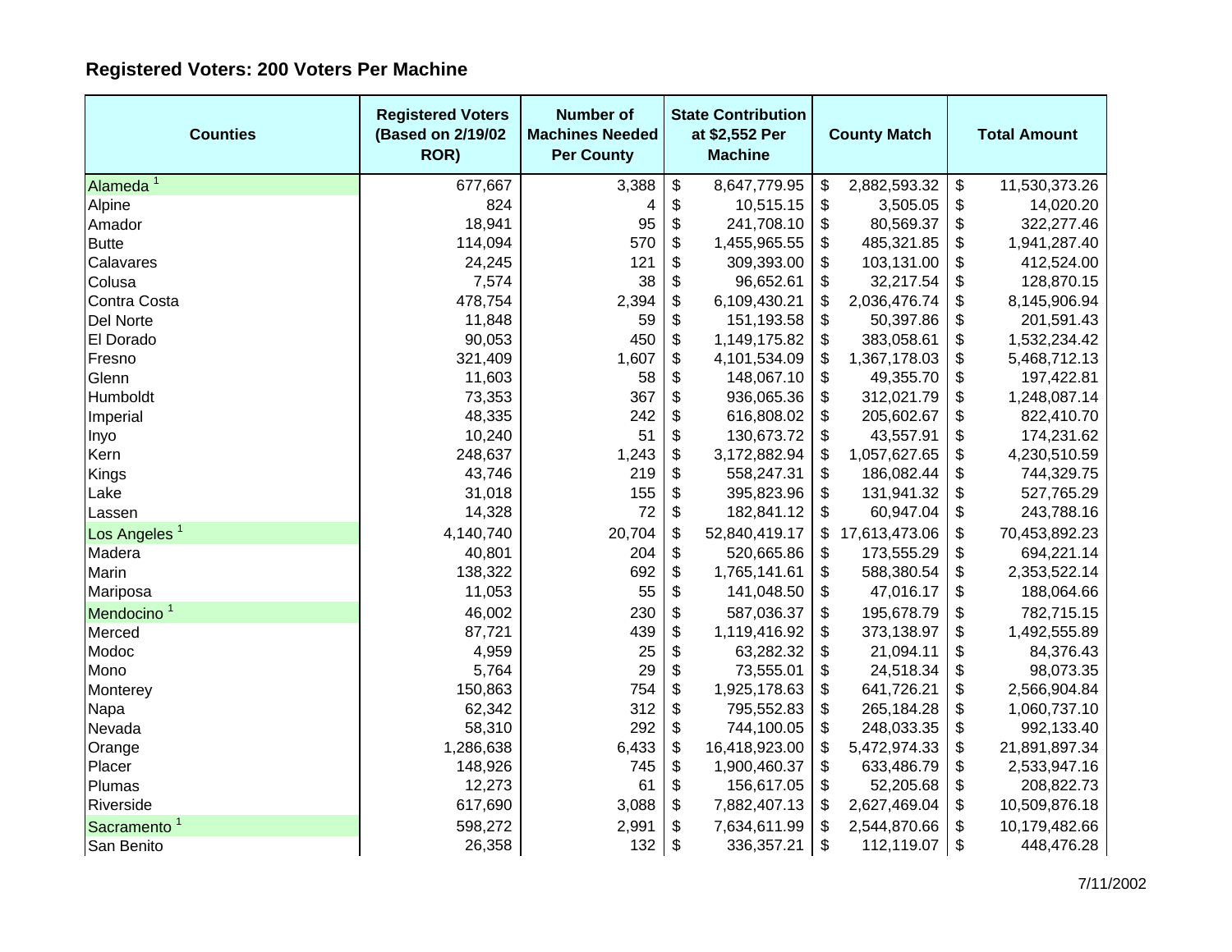## Registered Voters: 200 Voters Per Machine

| Counties | Registered Voters (Based on 2/19/02 ROR) | Number of Machines Needed Per County | State Contribution at $2,552 Per Machine | County Match | Total Amount |
|---|---|---|---|---|---|
| Alameda [1] | 677,667 | 3,388 | $ 8,647,779.95 | $ 2,882,593.32 | $ 11,530,373.26 |
| Alpine | 824 | 4 | $ 10,515.15 | $ 3,505.05 | $ 14,020.20 |
| Amador | 18,941 | 95 | $ 241,708.10 | $ 80,569.37 | $ 322,277.46 |
| Butte | 114,094 | 570 | $ 1,455,965.55 | $ 485,321.85 | $ 1,941,287.40 |
| Calavares | 24,245 | 121 | $ 309,393.00 | $ 103,131.00 | $ 412,524.00 |
| Colusa | 7,574 | 38 | $ 96,652.61 | $ 32,217.54 | $ 128,870.15 |
| Contra Costa | 478,754 | 2,394 | $ 6,109,430.21 | $ 2,036,476.74 | $ 8,145,906.94 |
| Del Norte | 11,848 | 59 | $ 151,193.58 | $ 50,397.86 | $ 201,591.43 |
| El Dorado | 90,053 | 450 | $ 1,149,175.82 | $ 383,058.61 | $ 1,532,234.42 |
| Fresno | 321,409 | 1,607 | $ 4,101,534.09 | $ 1,367,178.03 | $ 5,468,712.13 |
| Glenn | 11,603 | 58 | $ 148,067.10 | $ 49,355.70 | $ 197,422.81 |
| Humboldt | 73,353 | 367 | $ 936,065.36 | $ 312,021.79 | $ 1,248,087.14 |
| Imperial | 48,335 | 242 | $ 616,808.02 | $ 205,602.67 | $ 822,410.70 |
| Inyo | 10,240 | 51 | $ 130,673.72 | $ 43,557.91 | $ 174,231.62 |
| Kern | 248,637 | 1,243 | $ 3,172,882.94 | $ 1,057,627.65 | $ 4,230,510.59 |
| Kings | 43,746 | 219 | $ 558,247.31 | $ 186,082.44 | $ 744,329.75 |
| Lake | 31,018 | 155 | $ 395,823.96 | $ 131,941.32 | $ 527,765.29 |
| Lassen | 14,328 | 72 | $ 182,841.12 | $ 60,947.04 | $ 243,788.16 |
| Los Angeles [1] | 4,140,740 | 20,704 | $ 52,840,419.17 | $ 17,613,473.06 | $ 70,453,892.23 |
| Madera | 40,801 | 204 | $ 520,665.86 | $ 173,555.29 | $ 694,221.14 |
| Marin | 138,322 | 692 | $ 1,765,141.61 | $ 588,380.54 | $ 2,353,522.14 |
| Mariposa | 11,053 | 55 | $ 141,048.50 | $ 47,016.17 | $ 188,064.66 |
| Mendocino [1] | 46,002 | 230 | $ 587,036.37 | $ 195,678.79 | $ 782,715.15 |
| Merced | 87,721 | 439 | $ 1,119,416.92 | $ 373,138.97 | $ 1,492,555.89 |
| Modoc | 4,959 | 25 | $ 63,282.32 | $ 21,094.11 | $ 84,376.43 |
| Mono | 5,764 | 29 | $ 73,555.01 | $ 24,518.34 | $ 98,073.35 |
| Monterey | 150,863 | 754 | $ 1,925,178.63 | $ 641,726.21 | $ 2,566,904.84 |
| Napa | 62,342 | 312 | $ 795,552.83 | $ 265,184.28 | $ 1,060,737.10 |
| Nevada | 58,310 | 292 | $ 744,100.05 | $ 248,033.35 | $ 992,133.40 |
| Orange | 1,286,638 | 6,433 | $ 16,418,923.00 | $ 5,472,974.33 | $ 21,891,897.34 |
| Placer | 148,926 | 745 | $ 1,900,460.37 | $ 633,486.79 | $ 2,533,947.16 |
| Plumas | 12,273 | 61 | $ 156,617.05 | $ 52,205.68 | $ 208,822.73 |
| Riverside | 617,690 | 3,088 | $ 7,882,407.13 | $ 2,627,469.04 | $ 10,509,876.18 |
| Sacramento [1] | 598,272 | 2,991 | $ 7,634,611.99 | $ 2,544,870.66 | $ 10,179,482.66 |
| San Benito | 26,358 | 132 | $ 336,357.21 | $ 112,119.07 | $ 448,476.28 |

7/11/2002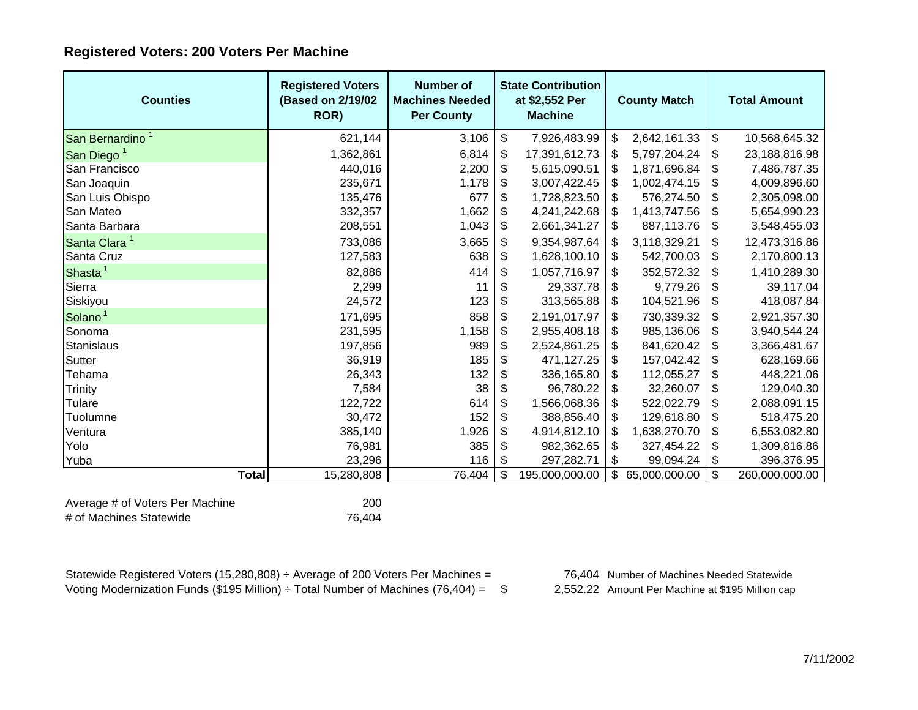## Registered Voters: 200 Voters Per Machine

| Counties | Registered Voters (Based on 2/19/02 ROR) | Number of Machines Needed Per County | State Contribution at $2,552 Per Machine | County Match | Total Amount |
|---|---|---|---|---|---|
| San Bernardino [1] | 621,144 | 3,106 | $ 7,926,483.99 | $ 2,642,161.33 | $ 10,568,645.32 |
| San Diego [1] | 1,362,861 | 6,814 | $ 17,391,612.73 | $ 5,797,204.24 | $ 23,188,816.98 |
| San Francisco | 440,016 | 2,200 | $ 5,615,090.51 | $ 1,871,696.84 | $ 7,486,787.35 |
| San Joaquin | 235,671 | 1,178 | $ 3,007,422.45 | $ 1,002,474.15 | $ 4,009,896.60 |
| San Luis Obispo | 135,476 | 677 | $ 1,728,823.50 | $ 576,274.50 | $ 2,305,098.00 |
| San Mateo | 332,357 | 1,662 | $ 4,241,242.68 | $ 1,413,747.56 | $ 5,654,990.23 |
| Santa Barbara | 208,551 | 1,043 | $ 2,661,341.27 | $ 887,113.76 | $ 3,548,455.03 |
| Santa Clara [1] | 733,086 | 3,665 | $ 9,354,987.64 | $ 3,118,329.21 | $ 12,473,316.86 |
| Santa Cruz | 127,583 | 638 | $ 1,628,100.10 | $ 542,700.03 | $ 2,170,800.13 |
| Shasta [1] | 82,886 | 414 | $ 1,057,716.97 | $ 352,572.32 | $ 1,410,289.30 |
| Sierra | 2,299 | 11 | $ 29,337.78 | $ 9,779.26 | $ 39,117.04 |
| Siskiyou | 24,572 | 123 | $ 313,565.88 | $ 104,521.96 | $ 418,087.84 |
| Solano [1] | 171,695 | 858 | $ 2,191,017.97 | $ 730,339.32 | $ 2,921,357.30 |
| Sonoma | 231,595 | 1,158 | $ 2,955,408.18 | $ 985,136.06 | $ 3,940,544.24 |
| Stanislaus | 197,856 | 989 | $ 2,524,861.25 | $ 841,620.42 | $ 3,366,481.67 |
| Sutter | 36,919 | 185 | $ 471,127.25 | $ 157,042.42 | $ 628,169.66 |
| Tehama | 26,343 | 132 | $ 336,165.80 | $ 112,055.27 | $ 448,221.06 |
| Trinity | 7,584 | 38 | $ 96,780.22 | $ 32,260.07 | $ 129,040.30 |
| Tulare | 122,722 | 614 | $ 1,566,068.36 | $ 522,022.79 | $ 2,088,091.15 |
| Tuolumne | 30,472 | 152 | $ 388,856.40 | $ 129,618.80 | $ 518,475.20 |
| Ventura | 385,140 | 1,926 | $ 4,914,812.10 | $ 1,638,270.70 | $ 6,553,082.80 |
| Yolo | 76,981 | 385 | $ 982,362.65 | $ 327,454.22 | $ 1,309,816.86 |
| Yuba | 23,296 | 116 | $ 297,282.71 | $ 99,094.24 | $ 396,376.95 |
| **Total** | 15,280,808 | 76,404 | $ 195,000,000.00 | $ 65,000,000.00 | $ 260,000,000.00 |

Average # of Voters Per Machine 200
# of Machines Statewide 76,404

Statewide Registered Voters (15,280,808) ÷ Average of 200 Voters Per Machines = 76,404 Number of Machines Needed Statewide
Voting Modernization Funds ($195 Million) ÷ Total Number of Machines (76,404) = $ 2,552.22 Amount Per Machine at $195 Million cap

7/11/2002